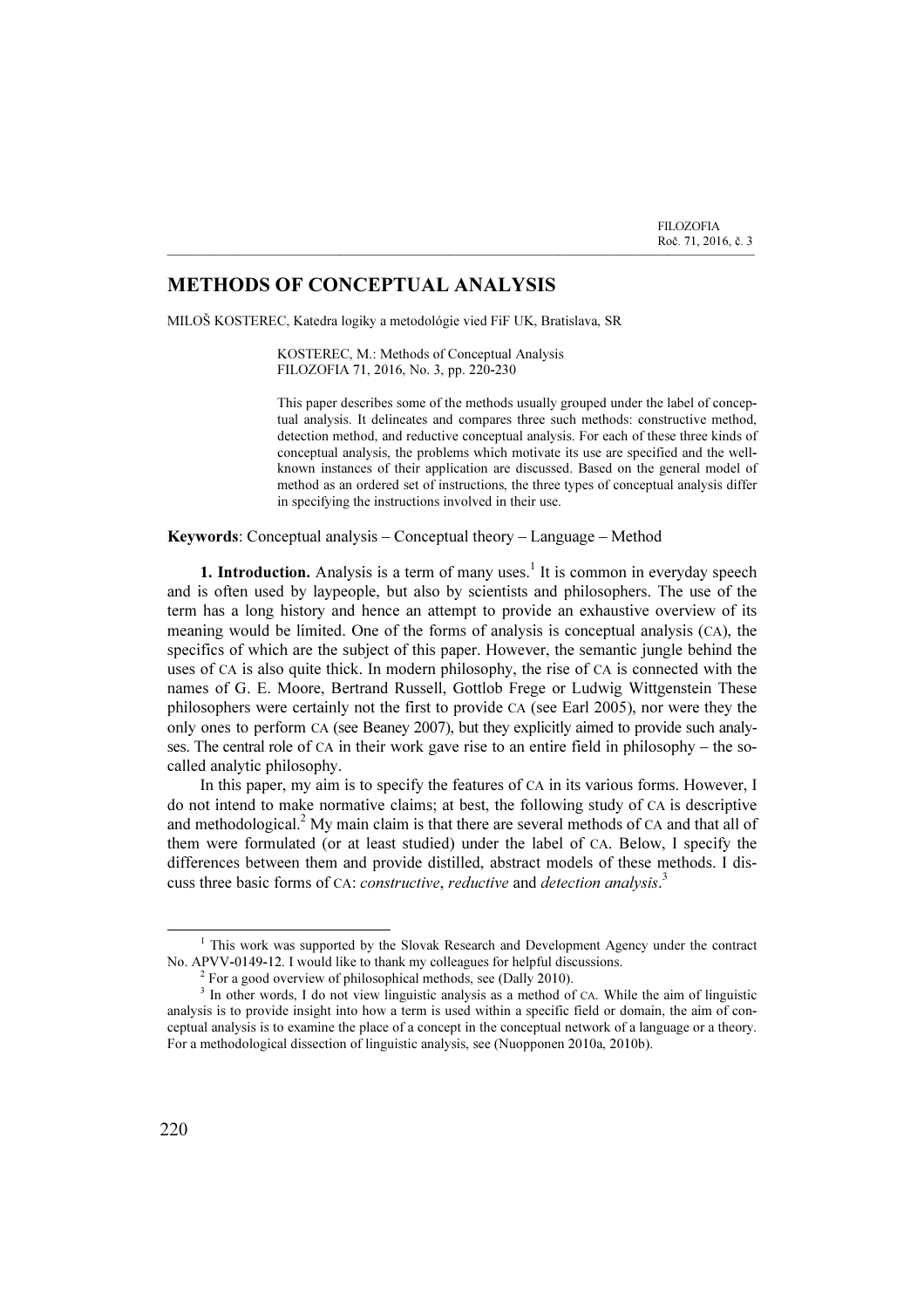# METHODS OF CONCEPTUAL ANALYSIS

MILOŠ KOSTEREC, Katedra logiky a metodológie vied FiF UK, Bratislava, SR

KOSTEREC, M.: Methods of Conceptual Analysis
FILOZOFIA 71, 2016, No. 3, pp. 220-230

This paper describes some of the methods usually grouped under the label of conceptual analysis. It delineates and compares three such methods: constructive method, detection method, and reductive conceptual analysis. For each of these three kinds of conceptual analysis, the problems which motivate its use are specified and the well-known instances of their application are discussed. Based on the general model of method as an ordered set of instructions, the three types of conceptual analysis differ in specifying the instructions involved in their use.

**Keywords**: Conceptual analysis – Conceptual theory – Language – Method

**1. Introduction.** Analysis is a term of many uses.[1] It is common in everyday speech and is often used by laypeople, but also by scientists and philosophers. The use of the term has a long history and hence an attempt to provide an exhaustive overview of its meaning would be limited. One of the forms of analysis is conceptual analysis (CA), the specifics of which are the subject of this paper. However, the semantic jungle behind the uses of CA is also quite thick. In modern philosophy, the rise of CA is connected with the names of G. E. Moore, Bertrand Russell, Gottlob Frege or Ludwig Wittgenstein These philosophers were certainly not the first to provide CA (see Earl 2005), nor were they the only ones to perform CA (see Beaney 2007), but they explicitly aimed to provide such analyses. The central role of CA in their work gave rise to an entire field in philosophy – the so-called analytic philosophy.

In this paper, my aim is to specify the features of CA in its various forms. However, I do not intend to make normative claims; at best, the following study of CA is descriptive and methodological.[2] My main claim is that there are several methods of CA and that all of them were formulated (or at least studied) under the label of CA. Below, I specify the differences between them and provide distilled, abstract models of these methods. I discuss three basic forms of CA: *constructive*, *reductive* and *detection analysis*.[3]

[1] This work was supported by the Slovak Research and Development Agency under the contract No. APVV-0149-12. I would like to thank my colleagues for helpful discussions.

[2] For a good overview of philosophical methods, see (Dally 2010).

[3] In other words, I do not view linguistic analysis as a method of CA. While the aim of linguistic analysis is to provide insight into how a term is used within a specific field or domain, the aim of conceptual analysis is to examine the place of a concept in the conceptual network of a language or a theory. For a methodological dissection of linguistic analysis, see (Nuopponen 2010a, 2010b).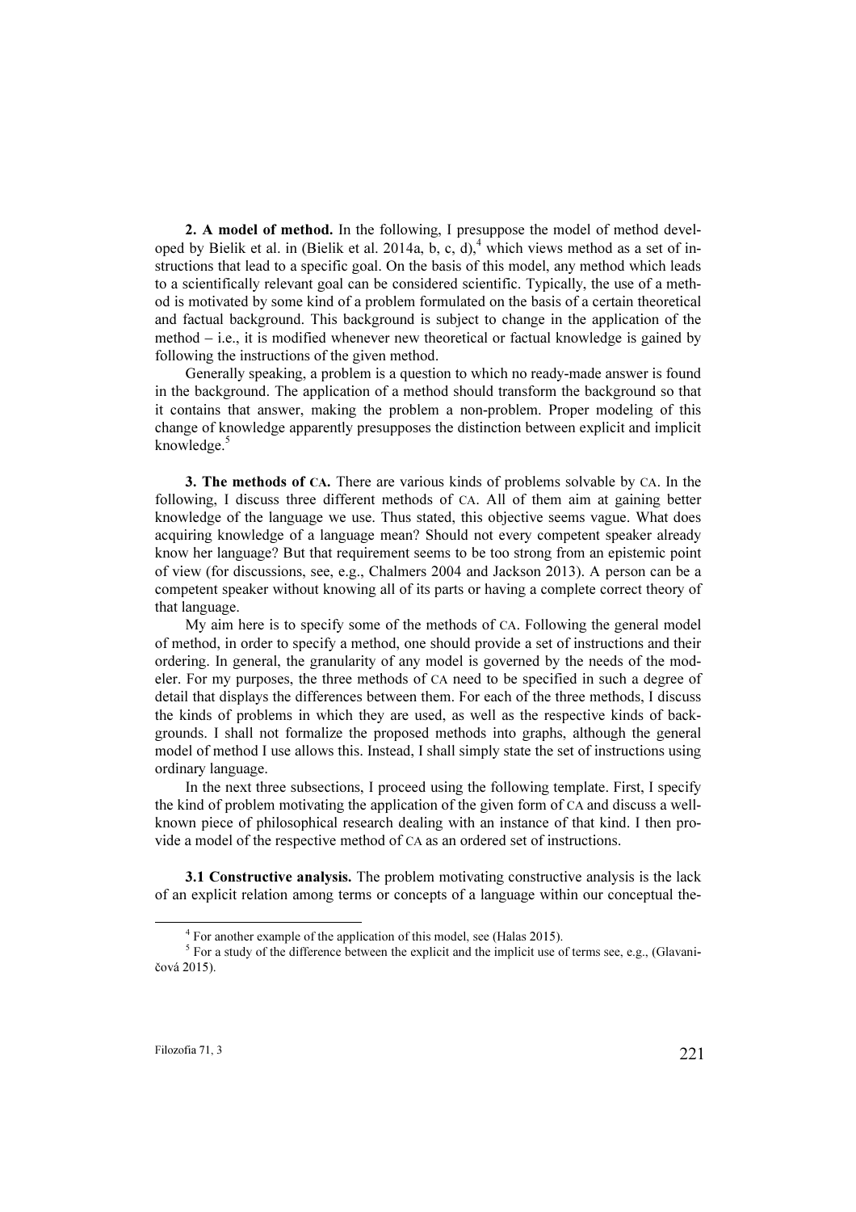**2. A model of method.** In the following, I presuppose the model of method developed by Bielik et al. in (Bielik et al. 2014a, b, c, d),[4] which views method as a set of instructions that lead to a specific goal. On the basis of this model, any method which leads to a scientifically relevant goal can be considered scientific. Typically, the use of a method is motivated by some kind of a problem formulated on the basis of a certain theoretical and factual background. This background is subject to change in the application of the method – i.e., it is modified whenever new theoretical or factual knowledge is gained by following the instructions of the given method.

Generally speaking, a problem is a question to which no ready-made answer is found in the background. The application of a method should transform the background so that it contains that answer, making the problem a non-problem. Proper modeling of this change of knowledge apparently presupposes the distinction between explicit and implicit knowledge.[5]

**3. The methods of CA.** There are various kinds of problems solvable by CA. In the following, I discuss three different methods of CA. All of them aim at gaining better knowledge of the language we use. Thus stated, this objective seems vague. What does acquiring knowledge of a language mean? Should not every competent speaker already know her language? But that requirement seems to be too strong from an epistemic point of view (for discussions, see, e.g., Chalmers 2004 and Jackson 2013). A person can be a competent speaker without knowing all of its parts or having a complete correct theory of that language.

My aim here is to specify some of the methods of CA. Following the general model of method, in order to specify a method, one should provide a set of instructions and their ordering. In general, the granularity of any model is governed by the needs of the modeler. For my purposes, the three methods of CA need to be specified in such a degree of detail that displays the differences between them. For each of the three methods, I discuss the kinds of problems in which they are used, as well as the respective kinds of backgrounds. I shall not formalize the proposed methods into graphs, although the general model of method I use allows this. Instead, I shall simply state the set of instructions using ordinary language.

In the next three subsections, I proceed using the following template. First, I specify the kind of problem motivating the application of the given form of CA and discuss a well-known piece of philosophical research dealing with an instance of that kind. I then provide a model of the respective method of CA as an ordered set of instructions.

**3.1 Constructive analysis.** The problem motivating constructive analysis is the lack of an explicit relation among terms or concepts of a language within our conceptual the-

[4] For another example of the application of this model, see (Halas 2015).

[5] For a study of the difference between the explicit and the implicit use of terms see, e.g., (Glavaničová 2015).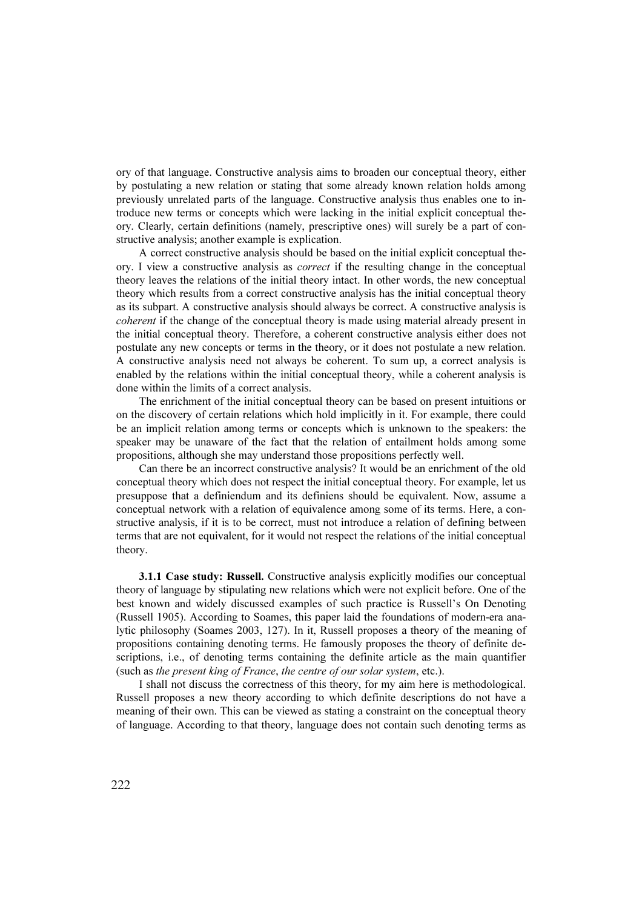ory of that language. Constructive analysis aims to broaden our conceptual theory, either by postulating a new relation or stating that some already known relation holds among previously unrelated parts of the language. Constructive analysis thus enables one to introduce new terms or concepts which were lacking in the initial explicit conceptual theory. Clearly, certain definitions (namely, prescriptive ones) will surely be a part of constructive analysis; another example is explication.

A correct constructive analysis should be based on the initial explicit conceptual theory. I view a constructive analysis as *correct* if the resulting change in the conceptual theory leaves the relations of the initial theory intact. In other words, the new conceptual theory which results from a correct constructive analysis has the initial conceptual theory as its subpart. A constructive analysis should always be correct. A constructive analysis is *coherent* if the change of the conceptual theory is made using material already present in the initial conceptual theory. Therefore, a coherent constructive analysis either does not postulate any new concepts or terms in the theory, or it does not postulate a new relation. A constructive analysis need not always be coherent. To sum up, a correct analysis is enabled by the relations within the initial conceptual theory, while a coherent analysis is done within the limits of a correct analysis.

The enrichment of the initial conceptual theory can be based on present intuitions or on the discovery of certain relations which hold implicitly in it. For example, there could be an implicit relation among terms or concepts which is unknown to the speakers: the speaker may be unaware of the fact that the relation of entailment holds among some propositions, although she may understand those propositions perfectly well.

Can there be an incorrect constructive analysis? It would be an enrichment of the old conceptual theory which does not respect the initial conceptual theory. For example, let us presuppose that a definiendum and its definiens should be equivalent. Now, assume a conceptual network with a relation of equivalence among some of its terms. Here, a constructive analysis, if it is to be correct, must not introduce a relation of defining between terms that are not equivalent, for it would not respect the relations of the initial conceptual theory.

**3.1.1 Case study: Russell.** Constructive analysis explicitly modifies our conceptual theory of language by stipulating new relations which were not explicit before. One of the best known and widely discussed examples of such practice is Russell's On Denoting (Russell 1905). According to Soames, this paper laid the foundations of modern-era analytic philosophy (Soames 2003, 127). In it, Russell proposes a theory of the meaning of propositions containing denoting terms. He famously proposes the theory of definite descriptions, i.e., of denoting terms containing the definite article as the main quantifier (such as *the present king of France*, *the centre of our solar system*, etc.).

I shall not discuss the correctness of this theory, for my aim here is methodological. Russell proposes a new theory according to which definite descriptions do not have a meaning of their own. This can be viewed as stating a constraint on the conceptual theory of language. According to that theory, language does not contain such denoting terms as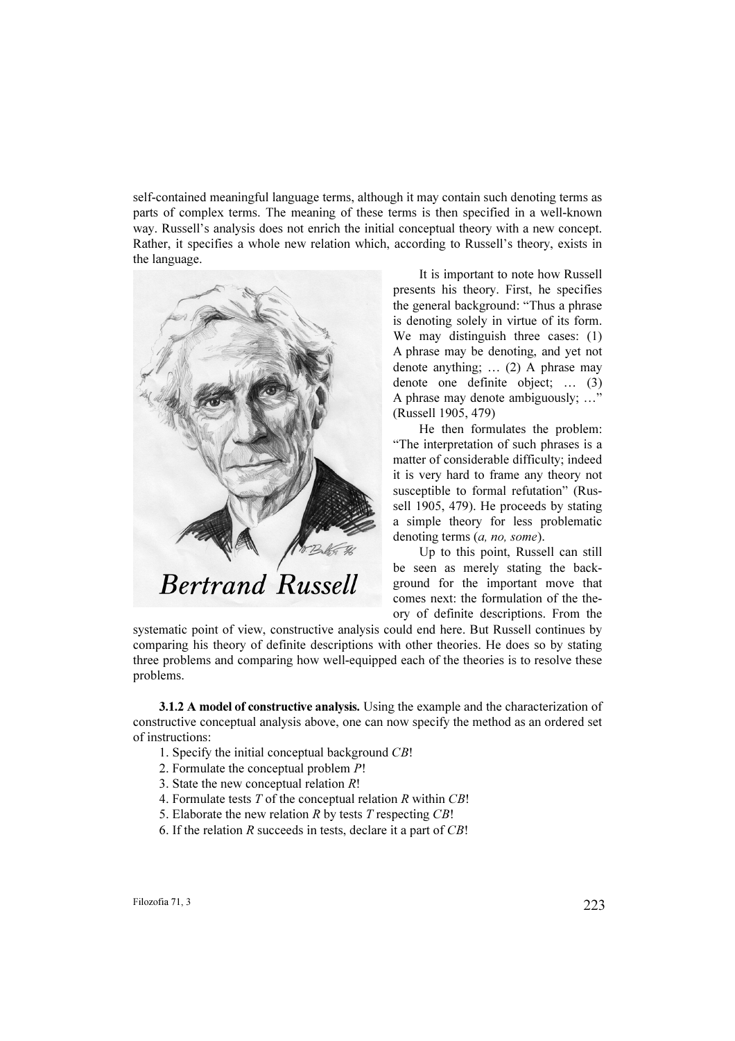self-contained meaningful language terms, although it may contain such denoting terms as parts of complex terms. The meaning of these terms is then specified in a well-known way. Russell's analysis does not enrich the initial conceptual theory with a new concept. Rather, it specifies a whole new relation which, according to Russell's theory, exists in the language.

It is important to note how Russell presents his theory. First, he specifies the general background: "Thus a phrase is denoting solely in virtue of its form. We may distinguish three cases: (1) A phrase may be denoting, and yet not denote anything; … (2) A phrase may denote one definite object; … (3) A phrase may denote ambiguously; …" (Russell 1905, 479)

He then formulates the problem: "The interpretation of such phrases is a matter of considerable difficulty; indeed it is very hard to frame any theory not susceptible to formal refutation" (Russell 1905, 479). He proceeds by stating a simple theory for less problematic denoting terms (*a, no, some*).

Up to this point, Russell can still be seen as merely stating the background for the important move that comes next: the formulation of the theory of definite descriptions. From the systematic point of view, constructive analysis could end here. But Russell continues by comparing his theory of definite descriptions with other theories. He does so by stating three problems and comparing how well-equipped each of the theories is to resolve these problems.

**3.1.2 A model of constructive analysis.** Using the example and the characterization of constructive conceptual analysis above, one can now specify the method as an ordered set of instructions:

1. Specify the initial conceptual background *CB*!
2. Formulate the conceptual problem *P*!
3. State the new conceptual relation *R*!
4. Formulate tests *T* of the conceptual relation *R* within *CB*!
5. Elaborate the new relation *R* by tests *T* respecting *CB*!
6. If the relation *R* succeeds in tests, declare it a part of *CB*!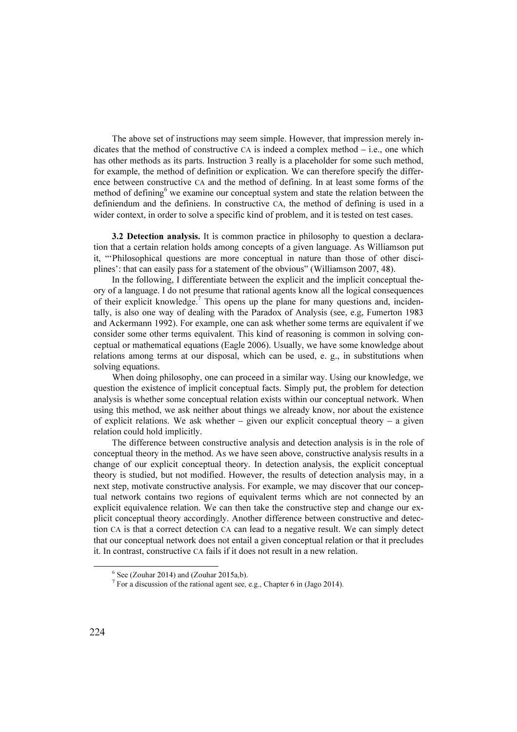The above set of instructions may seem simple. However, that impression merely indicates that the method of constructive CA is indeed a complex method – i.e., one which has other methods as its parts. Instruction 3 really is a placeholder for some such method, for example, the method of definition or explication. We can therefore specify the difference between constructive CA and the method of defining. In at least some forms of the method of defining[6] we examine our conceptual system and state the relation between the definiendum and the definiens. In constructive CA, the method of defining is used in a wider context, in order to solve a specific kind of problem, and it is tested on test cases.

**3.2 Detection analysis.** It is common practice in philosophy to question a declaration that a certain relation holds among concepts of a given language. As Williamson put it, "'Philosophical questions are more conceptual in nature than those of other disciplines': that can easily pass for a statement of the obvious" (Williamson 2007, 48).

In the following, I differentiate between the explicit and the implicit conceptual theory of a language. I do not presume that rational agents know all the logical consequences of their explicit knowledge.[7] This opens up the plane for many questions and, incidentally, is also one way of dealing with the Paradox of Analysis (see, e.g, Fumerton 1983 and Ackermann 1992). For example, one can ask whether some terms are equivalent if we consider some other terms equivalent. This kind of reasoning is common in solving conceptual or mathematical equations (Eagle 2006). Usually, we have some knowledge about relations among terms at our disposal, which can be used, e. g., in substitutions when solving equations.

When doing philosophy, one can proceed in a similar way. Using our knowledge, we question the existence of implicit conceptual facts. Simply put, the problem for detection analysis is whether some conceptual relation exists within our conceptual network. When using this method, we ask neither about things we already know, nor about the existence of explicit relations. We ask whether – given our explicit conceptual theory – a given relation could hold implicitly.

The difference between constructive analysis and detection analysis is in the role of conceptual theory in the method. As we have seen above, constructive analysis results in a change of our explicit conceptual theory. In detection analysis, the explicit conceptual theory is studied, but not modified. However, the results of detection analysis may, in a next step, motivate constructive analysis. For example, we may discover that our conceptual network contains two regions of equivalent terms which are not connected by an explicit equivalence relation. We can then take the constructive step and change our explicit conceptual theory accordingly. Another difference between constructive and detection CA is that a correct detection CA can lead to a negative result. We can simply detect that our conceptual network does not entail a given conceptual relation or that it precludes it. In contrast, constructive CA fails if it does not result in a new relation.

[6] See (Zouhar 2014) and (Zouhar 2015a,b).

[7] For a discussion of the rational agent see, e.g., Chapter 6 in (Jago 2014).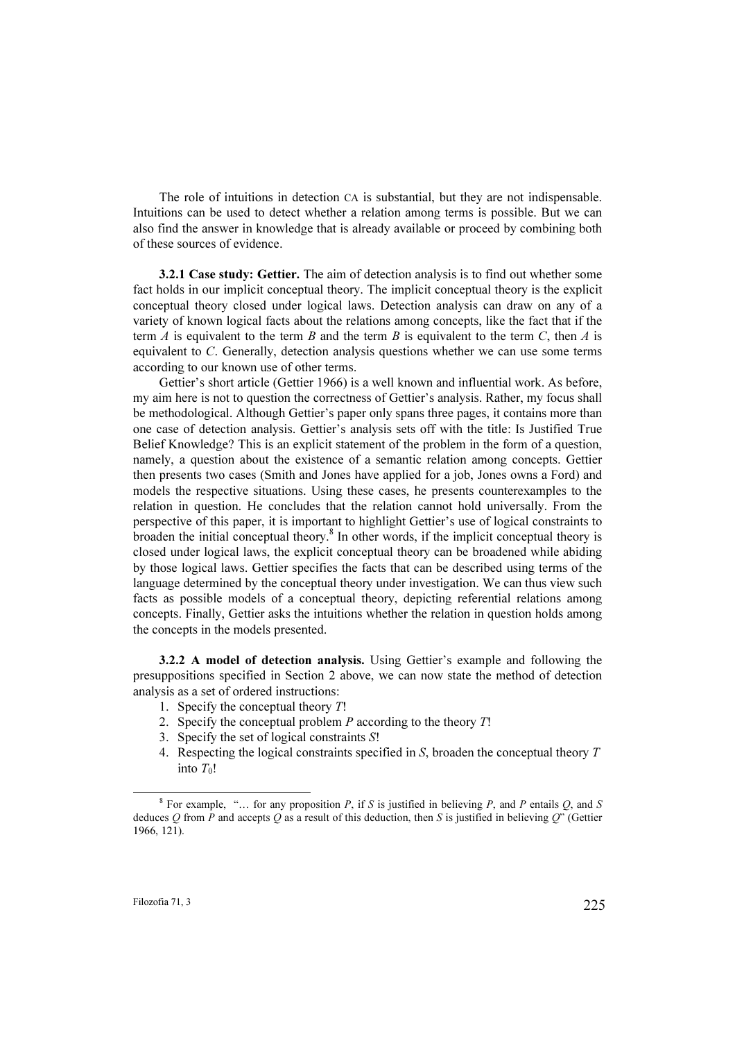The role of intuitions in detection CA is substantial, but they are not indispensable. Intuitions can be used to detect whether a relation among terms is possible. But we can also find the answer in knowledge that is already available or proceed by combining both of these sources of evidence.

**3.2.1 Case study: Gettier.** The aim of detection analysis is to find out whether some fact holds in our implicit conceptual theory. The implicit conceptual theory is the explicit conceptual theory closed under logical laws. Detection analysis can draw on any of a variety of known logical facts about the relations among concepts, like the fact that if the term *A* is equivalent to the term *B* and the term *B* is equivalent to the term *C*, then *A* is equivalent to *C*. Generally, detection analysis questions whether we can use some terms according to our known use of other terms.

Gettier's short article (Gettier 1966) is a well known and influential work. As before, my aim here is not to question the correctness of Gettier's analysis. Rather, my focus shall be methodological. Although Gettier's paper only spans three pages, it contains more than one case of detection analysis. Gettier's analysis sets off with the title: Is Justified True Belief Knowledge? This is an explicit statement of the problem in the form of a question, namely, a question about the existence of a semantic relation among concepts. Gettier then presents two cases (Smith and Jones have applied for a job, Jones owns a Ford) and models the respective situations. Using these cases, he presents counterexamples to the relation in question. He concludes that the relation cannot hold universally. From the perspective of this paper, it is important to highlight Gettier's use of logical constraints to broaden the initial conceptual theory.[8] In other words, if the implicit conceptual theory is closed under logical laws, the explicit conceptual theory can be broadened while abiding by those logical laws. Gettier specifies the facts that can be described using terms of the language determined by the conceptual theory under investigation. We can thus view such facts as possible models of a conceptual theory, depicting referential relations among concepts. Finally, Gettier asks the intuitions whether the relation in question holds among the concepts in the models presented.

**3.2.2 A model of detection analysis.** Using Gettier's example and following the presuppositions specified in Section 2 above, we can now state the method of detection analysis as a set of ordered instructions:

1. Specify the conceptual theory *T*!
2. Specify the conceptual problem *P* according to the theory *T*!
3. Specify the set of logical constraints *S*!
4. Respecting the logical constraints specified in *S*, broaden the conceptual theory *T* into $T_0$!

[8] For example, "… for any proposition *P*, if *S* is justified in believing *P*, and *P* entails *Q*, and *S* deduces *Q* from *P* and accepts *Q* as a result of this deduction, then *S* is justified in believing *Q*" (Gettier 1966, 121).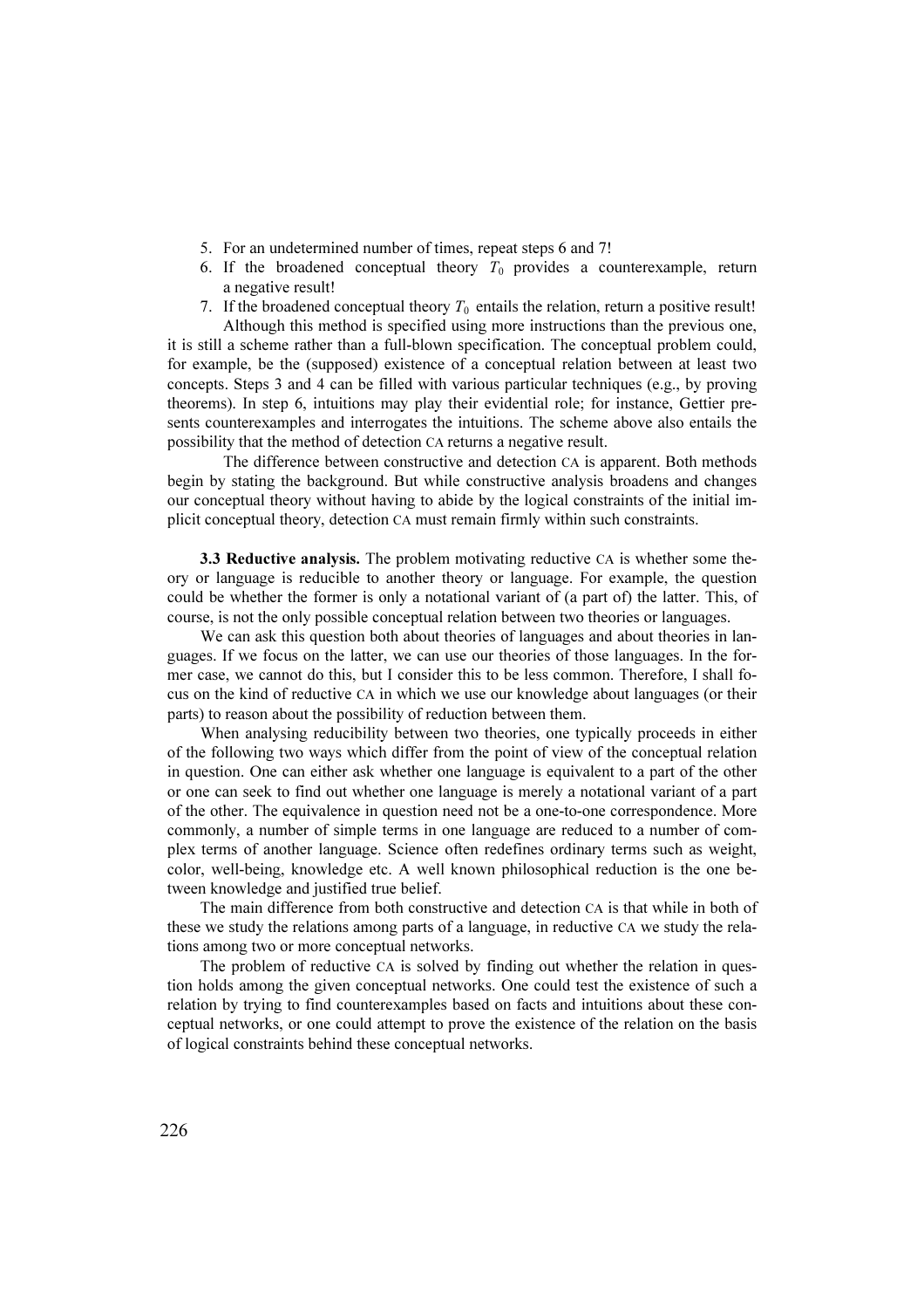5. For an undetermined number of times, repeat steps 6 and 7!
6. If the broadened conceptual theory $T_0$ provides a counterexample, return a negative result!
7. If the broadened conceptual theory $T_0$ entails the relation, return a positive result!

Although this method is specified using more instructions than the previous one, it is still a scheme rather than a full-blown specification. The conceptual problem could, for example, be the (supposed) existence of a conceptual relation between at least two concepts. Steps 3 and 4 can be filled with various particular techniques (e.g., by proving theorems). In step 6, intuitions may play their evidential role; for instance, Gettier presents counterexamples and interrogates the intuitions. The scheme above also entails the possibility that the method of detection CA returns a negative result.

The difference between constructive and detection CA is apparent. Both methods begin by stating the background. But while constructive analysis broadens and changes our conceptual theory without having to abide by the logical constraints of the initial implicit conceptual theory, detection CA must remain firmly within such constraints.

**3.3 Reductive analysis.** The problem motivating reductive CA is whether some theory or language is reducible to another theory or language. For example, the question could be whether the former is only a notational variant of (a part of) the latter. This, of course, is not the only possible conceptual relation between two theories or languages.

We can ask this question both about theories of languages and about theories in languages. If we focus on the latter, we can use our theories of those languages. In the former case, we cannot do this, but I consider this to be less common. Therefore, I shall focus on the kind of reductive CA in which we use our knowledge about languages (or their parts) to reason about the possibility of reduction between them.

When analysing reducibility between two theories, one typically proceeds in either of the following two ways which differ from the point of view of the conceptual relation in question. One can either ask whether one language is equivalent to a part of the other or one can seek to find out whether one language is merely a notational variant of a part of the other. The equivalence in question need not be a one-to-one correspondence. More commonly, a number of simple terms in one language are reduced to a number of complex terms of another language. Science often redefines ordinary terms such as weight, color, well-being, knowledge etc. A well known philosophical reduction is the one between knowledge and justified true belief.

The main difference from both constructive and detection CA is that while in both of these we study the relations among parts of a language, in reductive CA we study the relations among two or more conceptual networks.

The problem of reductive CA is solved by finding out whether the relation in question holds among the given conceptual networks. One could test the existence of such a relation by trying to find counterexamples based on facts and intuitions about these conceptual networks, or one could attempt to prove the existence of the relation on the basis of logical constraints behind these conceptual networks.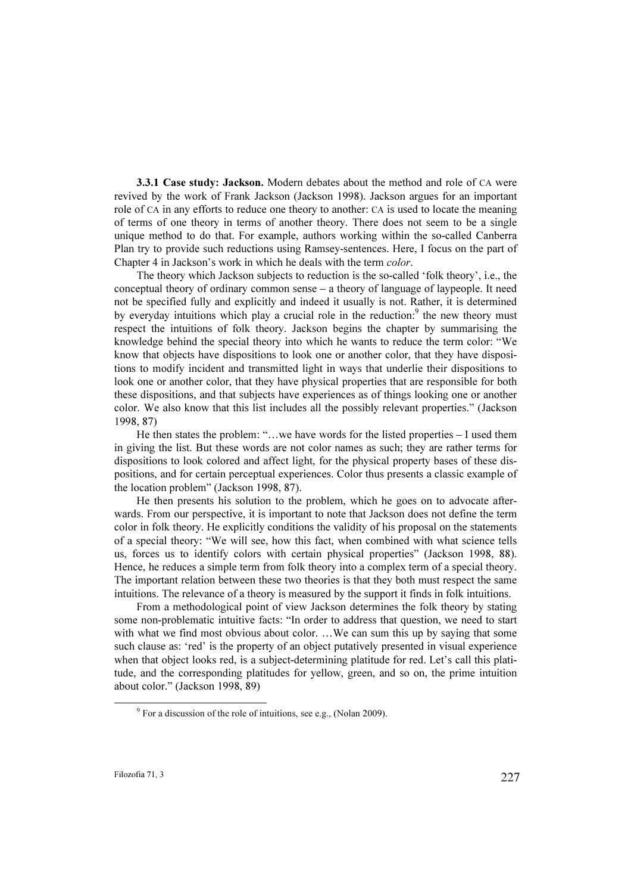**3.3.1 Case study: Jackson.** Modern debates about the method and role of CA were revived by the work of Frank Jackson (Jackson 1998). Jackson argues for an important role of CA in any efforts to reduce one theory to another: CA is used to locate the meaning of terms of one theory in terms of another theory. There does not seem to be a single unique method to do that. For example, authors working within the so-called Canberra Plan try to provide such reductions using Ramsey-sentences. Here, I focus on the part of Chapter 4 in Jackson's work in which he deals with the term *color*.

The theory which Jackson subjects to reduction is the so-called 'folk theory', i.e., the conceptual theory of ordinary common sense – a theory of language of laypeople. It need not be specified fully and explicitly and indeed it usually is not. Rather, it is determined by everyday intuitions which play a crucial role in the reduction:[9] the new theory must respect the intuitions of folk theory. Jackson begins the chapter by summarising the knowledge behind the special theory into which he wants to reduce the term color: "We know that objects have dispositions to look one or another color, that they have dispositions to modify incident and transmitted light in ways that underlie their dispositions to look one or another color, that they have physical properties that are responsible for both these dispositions, and that subjects have experiences as of things looking one or another color. We also know that this list includes all the possibly relevant properties." (Jackson 1998, 87)

He then states the problem: "…we have words for the listed properties – I used them in giving the list. But these words are not color names as such; they are rather terms for dispositions to look colored and affect light, for the physical property bases of these dispositions, and for certain perceptual experiences. Color thus presents a classic example of the location problem" (Jackson 1998, 87).

He then presents his solution to the problem, which he goes on to advocate afterwards. From our perspective, it is important to note that Jackson does not define the term color in folk theory. He explicitly conditions the validity of his proposal on the statements of a special theory: "We will see, how this fact, when combined with what science tells us, forces us to identify colors with certain physical properties" (Jackson 1998, 88). Hence, he reduces a simple term from folk theory into a complex term of a special theory. The important relation between these two theories is that they both must respect the same intuitions. The relevance of a theory is measured by the support it finds in folk intuitions.

From a methodological point of view Jackson determines the folk theory by stating some non-problematic intuitive facts: "In order to address that question, we need to start with what we find most obvious about color. …We can sum this up by saying that some such clause as: 'red' is the property of an object putatively presented in visual experience when that object looks red, is a subject-determining platitude for red. Let's call this platitude, and the corresponding platitudes for yellow, green, and so on, the prime intuition about color." (Jackson 1998, 89)

[9] For a discussion of the role of intuitions, see e.g., (Nolan 2009).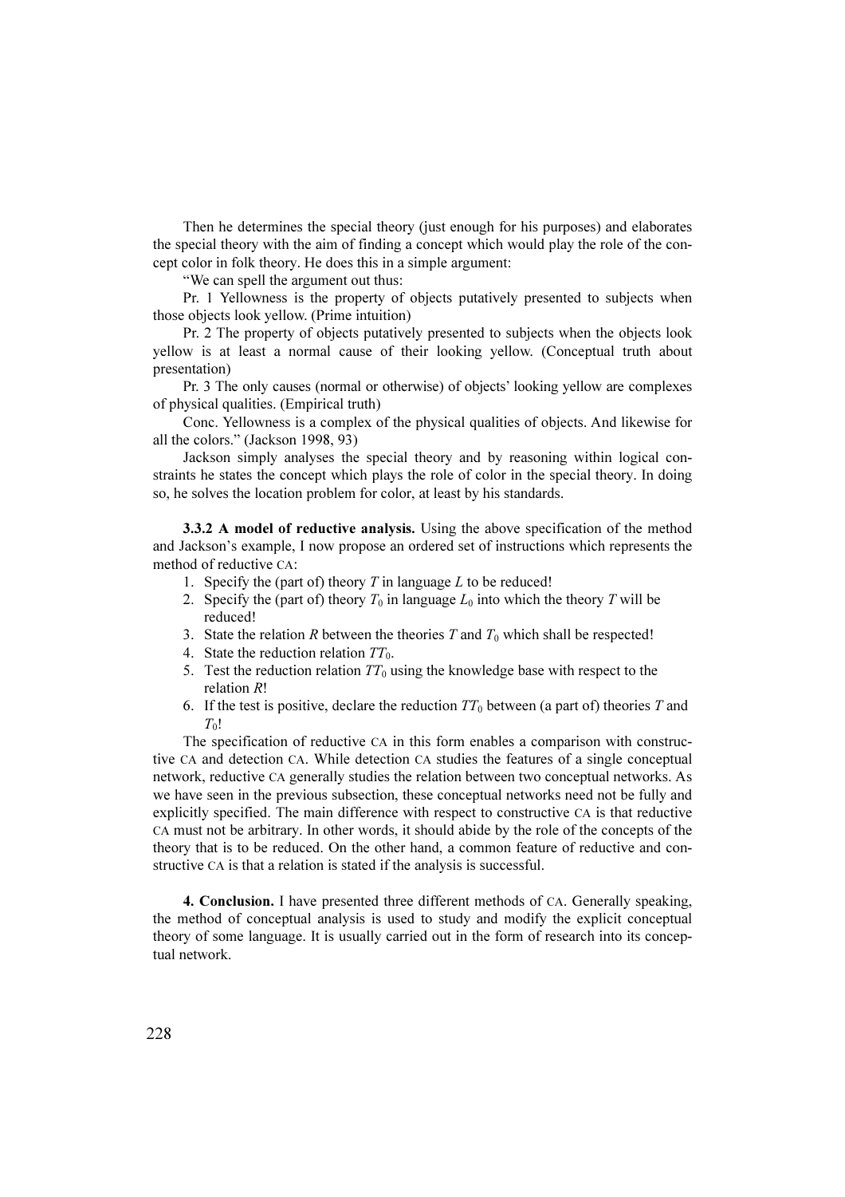Then he determines the special theory (just enough for his purposes) and elaborates the special theory with the aim of finding a concept which would play the role of the concept color in folk theory. He does this in a simple argument:

"We can spell the argument out thus:

Pr. 1 Yellowness is the property of objects putatively presented to subjects when those objects look yellow. (Prime intuition)

Pr. 2 The property of objects putatively presented to subjects when the objects look yellow is at least a normal cause of their looking yellow. (Conceptual truth about presentation)

Pr. 3 The only causes (normal or otherwise) of objects' looking yellow are complexes of physical qualities. (Empirical truth)

Conc. Yellowness is a complex of the physical qualities of objects. And likewise for all the colors." (Jackson 1998, 93)

Jackson simply analyses the special theory and by reasoning within logical constraints he states the concept which plays the role of color in the special theory. In doing so, he solves the location problem for color, at least by his standards.

**3.3.2 A model of reductive analysis.** Using the above specification of the method and Jackson's example, I now propose an ordered set of instructions which represents the method of reductive CA:

1. Specify the (part of) theory $T$ in language $L$ to be reduced!
2. Specify the (part of) theory $T_0$ in language $L_0$ into which the theory $T$ will be reduced!
3. State the relation $R$ between the theories $T$ and $T_0$ which shall be respected!
4. State the reduction relation $TT_0$.
5. Test the reduction relation $TT_0$ using the knowledge base with respect to the relation $R$!
6. If the test is positive, declare the reduction $TT_0$ between (a part of) theories $T$ and $T_0$!

The specification of reductive CA in this form enables a comparison with constructive CA and detection CA. While detection CA studies the features of a single conceptual network, reductive CA generally studies the relation between two conceptual networks. As we have seen in the previous subsection, these conceptual networks need not be fully and explicitly specified. The main difference with respect to constructive CA is that reductive CA must not be arbitrary. In other words, it should abide by the role of the concepts of the theory that is to be reduced. On the other hand, a common feature of reductive and constructive CA is that a relation is stated if the analysis is successful.

**4. Conclusion.** I have presented three different methods of CA. Generally speaking, the method of conceptual analysis is used to study and modify the explicit conceptual theory of some language. It is usually carried out in the form of research into its conceptual network.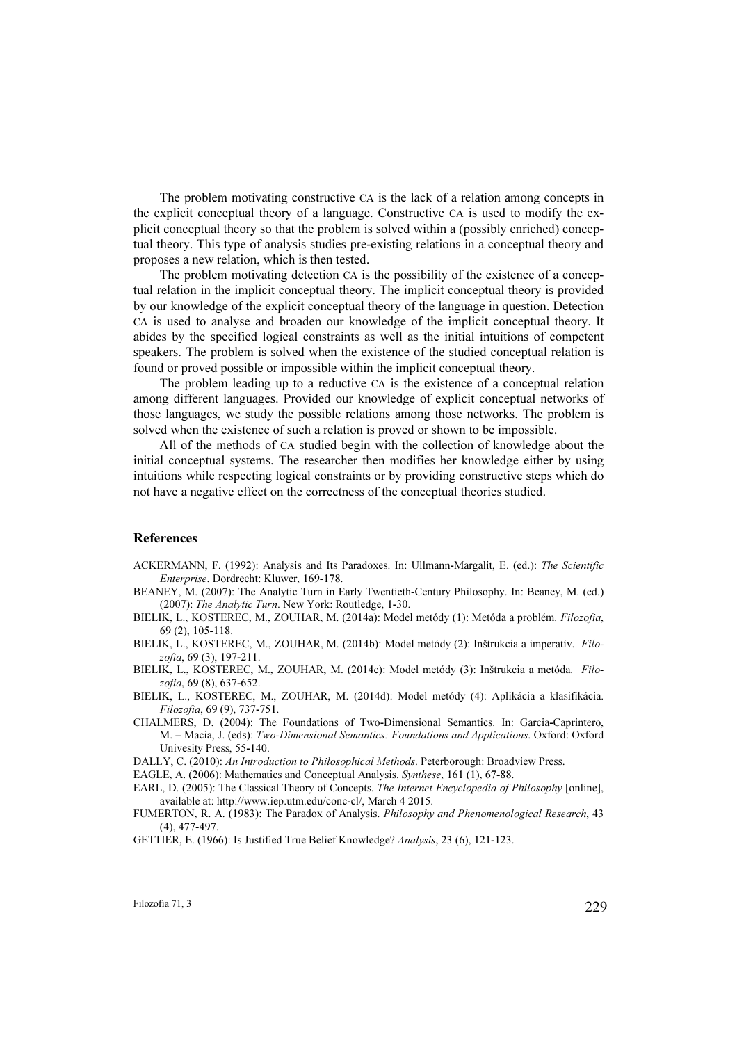The problem motivating constructive CA is the lack of a relation among concepts in the explicit conceptual theory of a language. Constructive CA is used to modify the explicit conceptual theory so that the problem is solved within a (possibly enriched) conceptual theory. This type of analysis studies pre-existing relations in a conceptual theory and proposes a new relation, which is then tested.

The problem motivating detection CA is the possibility of the existence of a conceptual relation in the implicit conceptual theory. The implicit conceptual theory is provided by our knowledge of the explicit conceptual theory of the language in question. Detection CA is used to analyse and broaden our knowledge of the implicit conceptual theory. It abides by the specified logical constraints as well as the initial intuitions of competent speakers. The problem is solved when the existence of the studied conceptual relation is found or proved possible or impossible within the implicit conceptual theory.

The problem leading up to a reductive CA is the existence of a conceptual relation among different languages. Provided our knowledge of explicit conceptual networks of those languages, we study the possible relations among those networks. The problem is solved when the existence of such a relation is proved or shown to be impossible.

All of the methods of CA studied begin with the collection of knowledge about the initial conceptual systems. The researcher then modifies her knowledge either by using intuitions while respecting logical constraints or by providing constructive steps which do not have a negative effect on the correctness of the conceptual theories studied.

## References

ACKERMANN, F. (1992): Analysis and Its Paradoxes. In: Ullmann-Margalit, E. (ed.): *The Scientific Enterprise*. Dordrecht: Kluwer, 169-178.

BEANEY, M. (2007): The Analytic Turn in Early Twentieth-Century Philosophy. In: Beaney, M. (ed.) (2007): *The Analytic Turn*. New York: Routledge, 1-30.

BIELIK, L., KOSTEREC, M., ZOUHAR, M. (2014a): Model metódy (1): Metóda a problém. *Filozofia*, 69 (2), 105-118.

BIELIK, L., KOSTEREC, M., ZOUHAR, M. (2014b): Model metódy (2): Inštrukcia a imperatív. *Filozofia*, 69 (3), 197-211.

BIELIK, L., KOSTEREC, M., ZOUHAR, M. (2014c): Model metódy (3): Inštrukcia a metóda. *Filozofia*, 69 (8), 637-652.

BIELIK, L., KOSTEREC, M., ZOUHAR, M. (2014d): Model metódy (4): Aplikácia a klasifikácia. *Filozofia*, 69 (9), 737-751.

CHALMERS, D. (2004): The Foundations of Two-Dimensional Semantics. In: Garcia-Caprintero, M. – Macia, J. (eds): *Two-Dimensional Semantics: Foundations and Applications*. Oxford: Oxford Univesity Press, 55-140.

DALLY, C. (2010): *An Introduction to Philosophical Methods*. Peterborough: Broadview Press.

EAGLE, A. (2006): Mathematics and Conceptual Analysis. *Synthese*, 161 (1), 67-88.

EARL, D. (2005): The Classical Theory of Concepts. *The Internet Encyclopedia of Philosophy* [online], available at: http://www.iep.utm.edu/conc-cl/, March 4 2015.

FUMERTON, R. A. (1983): The Paradox of Analysis. *Philosophy and Phenomenological Research*, 43 (4), 477-497.

GETTIER, E. (1966): Is Justified True Belief Knowledge? *Analysis*, 23 (6), 121-123.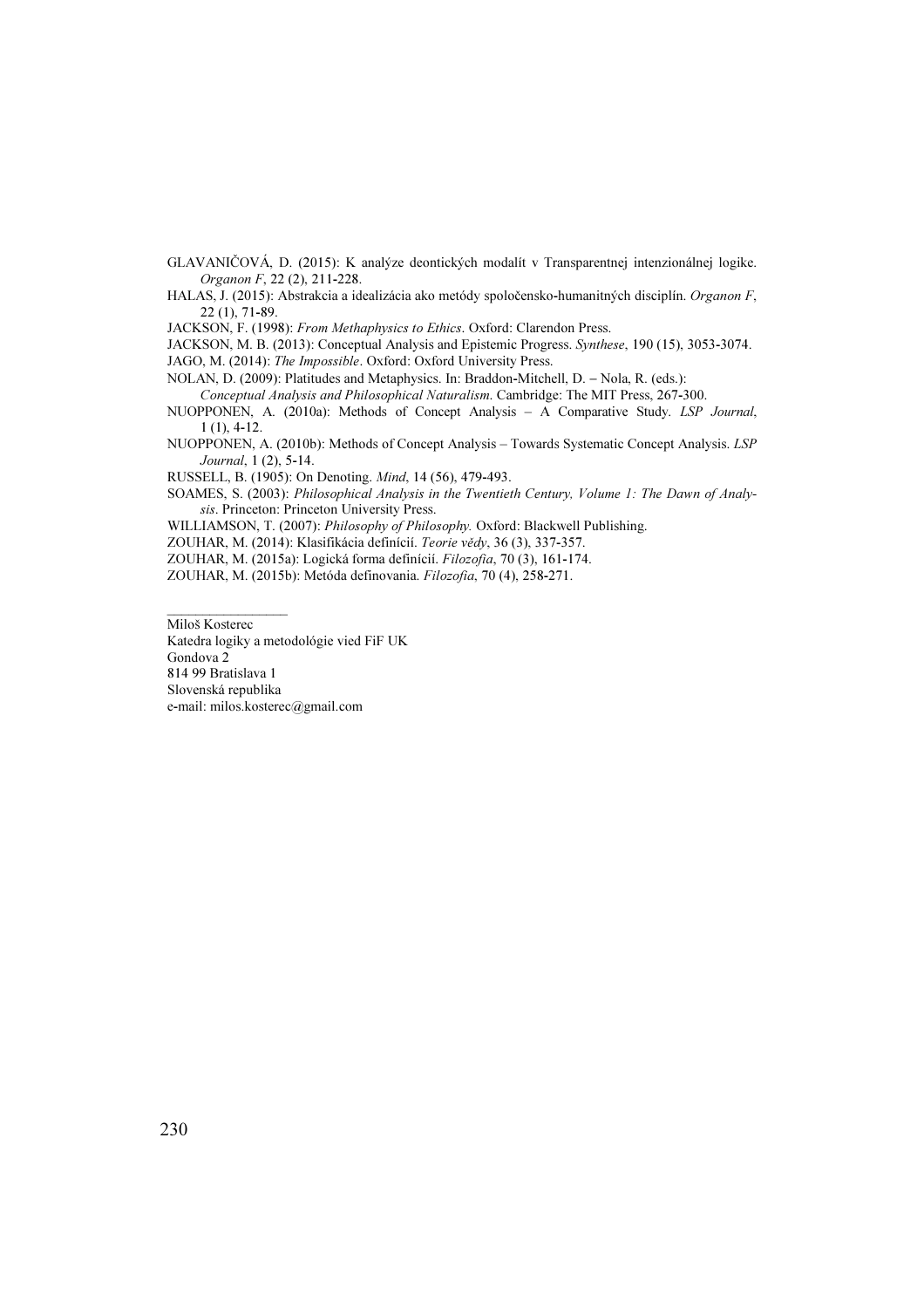GLAVANIČOVÁ, D. (2015): K analýze deontických modalít v Transparentnej intenzionálnej logike. *Organon F*, 22 (2), 211-228.

HALAS, J. (2015): Abstrakcia a idealizácia ako metódy spoločensko-humanitných disciplín. *Organon F*, 22 (1), 71-89.

JACKSON, F. (1998): *From Methaphysics to Ethics*. Oxford: Clarendon Press.

JACKSON, M. B. (2013): Conceptual Analysis and Epistemic Progress. *Synthese*, 190 (15), 3053-3074.

JAGO, M. (2014): *The Impossible*. Oxford: Oxford University Press.

NOLAN, D. (2009): Platitudes and Metaphysics. In: Braddon-Mitchell, D. – Nola, R. (eds.): *Conceptual Analysis and Philosophical Naturalism*. Cambridge: The MIT Press, 267-300.

NUOPPONEN, A. (2010a): Methods of Concept Analysis – A Comparative Study. *LSP Journal*, 1 (1), 4-12.

NUOPPONEN, A. (2010b): Methods of Concept Analysis – Towards Systematic Concept Analysis. *LSP Journal*, 1 (2), 5-14.

RUSSELL, B. (1905): On Denoting. *Mind*, 14 (56), 479-493.

SOAMES, S. (2003): *Philosophical Analysis in the Twentieth Century, Volume 1: The Dawn of Analysis*. Princeton: Princeton University Press.

WILLIAMSON, T. (2007): *Philosophy of Philosophy.* Oxford: Blackwell Publishing.

ZOUHAR, M. (2014): Klasifikácia definícií. *Teorie vědy*, 36 (3), 337-357.

ZOUHAR, M. (2015a): Logická forma definícií. *Filozofia*, 70 (3), 161-174.

ZOUHAR, M. (2015b): Metóda definovania. *Filozofia*, 70 (4), 258-271.

---

Miloš Kosterec
Katedra logiky a metodológie vied FiF UK
Gondova 2
814 99 Bratislava 1
Slovenská republika
e-mail: milos.kosterec@gmail.com